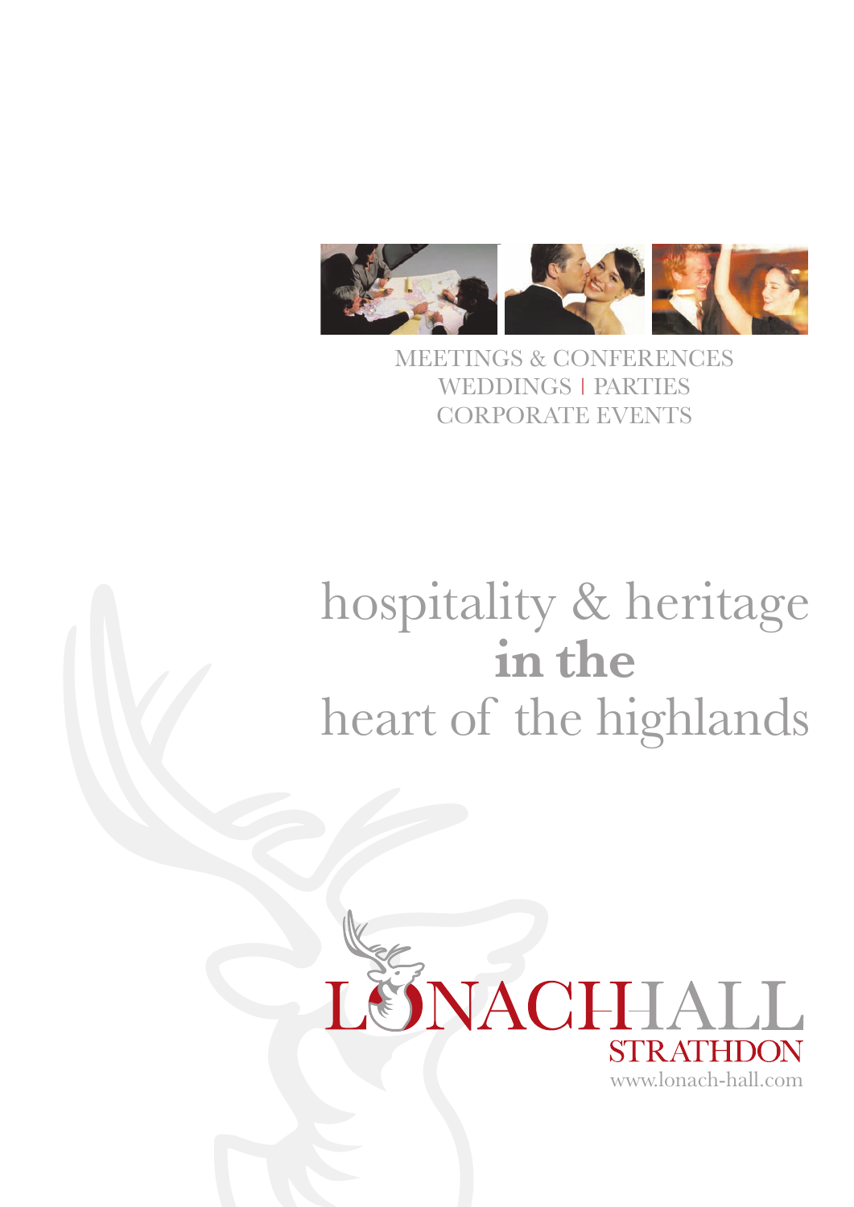MEETINGS & CONFERENCES
WEDDINGS | PARTIES
CORPORATE EVENTS

# hospitality & heritage **in the** heart of the highlands

LONACHHALL
STRATHDON
www.lonach-hall.com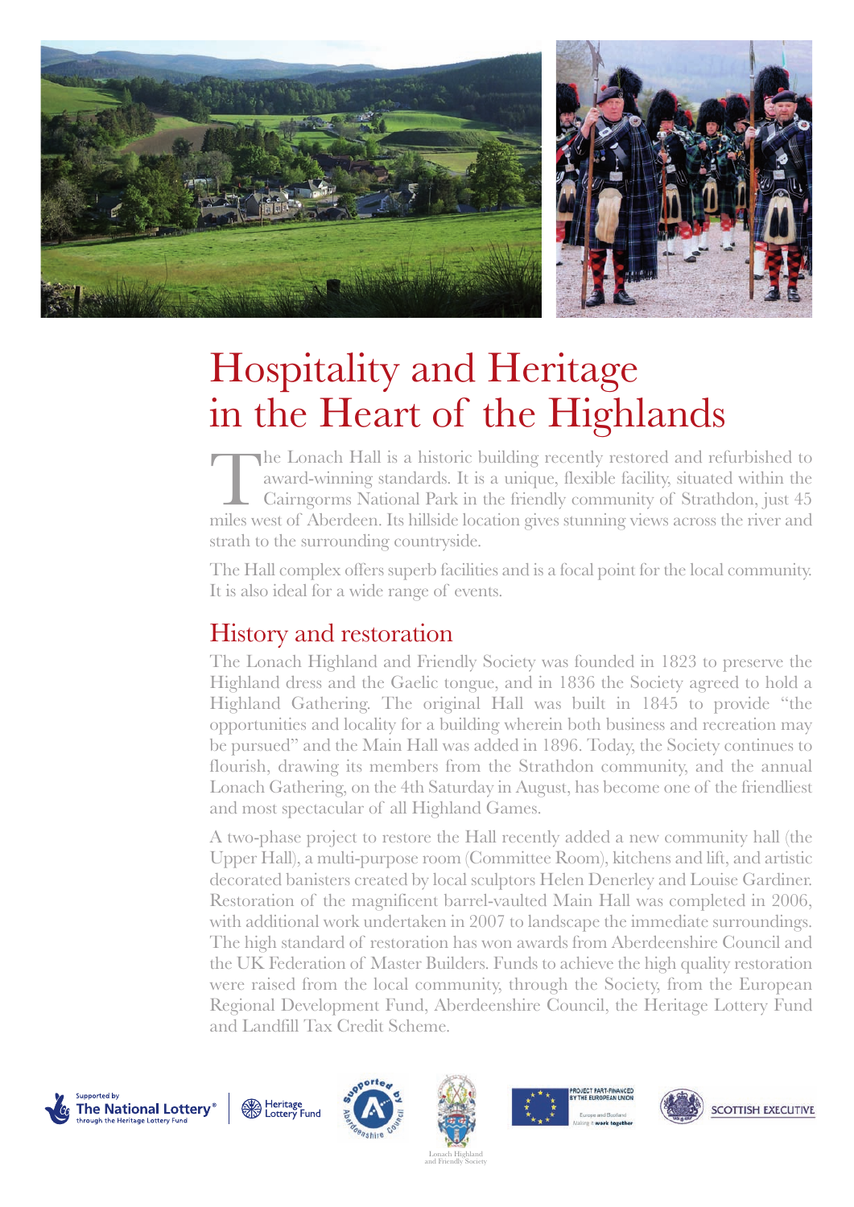# Hospitality and Heritage in the Heart of the Highlands

The Lonach Hall is a historic building recently restored and refurbished to award-winning standards. It is a unique, flexible facility, situated within the Cairngorms National Park in the friendly community of Strathdon, just 45 miles west of Aberdeen. Its hillside location gives stunning views across the river and strath to the surrounding countryside.

The Hall complex offers superb facilities and is a focal point for the local community. It is also ideal for a wide range of events.

## History and restoration

The Lonach Highland and Friendly Society was founded in 1823 to preserve the Highland dress and the Gaelic tongue, and in 1836 the Society agreed to hold a Highland Gathering. The original Hall was built in 1845 to provide "the opportunities and locality for a building wherein both business and recreation may be pursued" and the Main Hall was added in 1896. Today, the Society continues to flourish, drawing its members from the Strathdon community, and the annual Lonach Gathering, on the 4th Saturday in August, has become one of the friendliest and most spectacular of all Highland Games.

A two-phase project to restore the Hall recently added a new community hall (the Upper Hall), a multi-purpose room (Committee Room), kitchens and lift, and artistic decorated banisters created by local sculptors Helen Denerley and Louise Gardiner. Restoration of the magnificent barrel-vaulted Main Hall was completed in 2006, with additional work undertaken in 2007 to landscape the immediate surroundings. The high standard of restoration has won awards from Aberdeenshire Council and the UK Federation of Master Builders. Funds to achieve the high quality restoration were raised from the local community, through the Society, from the European Regional Development Fund, Aberdeenshire Council, the Heritage Lottery Fund and Landfill Tax Credit Scheme.

Supported by The National Lottery® through the Heritage Lottery Fund | Heritage Lottery Fund | Supported by Aberdeenshire Council | Lonach Highland and Friendly Society | Project part-financed by the European Union – Europe and Scotland: Making it work together | Scottish Executive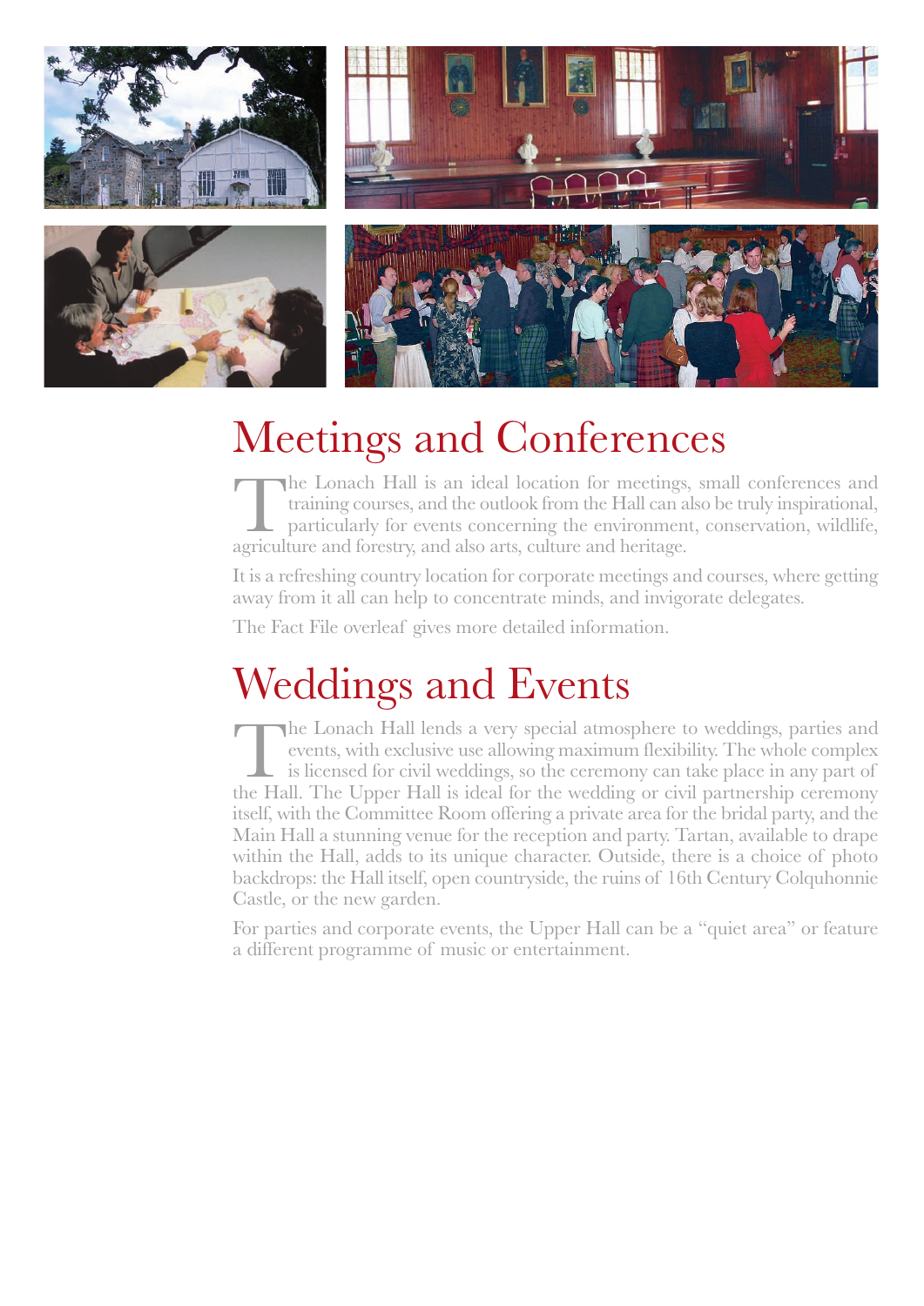## Meetings and Conferences

The Lonach Hall is an ideal location for meetings, small conferences and training courses, and the outlook from the Hall can also be truly inspirational, particularly for events concerning the environment, conservation, wildlife, agriculture and forestry, and also arts, culture and heritage.

It is a refreshing country location for corporate meetings and courses, where getting away from it all can help to concentrate minds, and invigorate delegates.

The Fact File overleaf gives more detailed information.

## Weddings and Events

The Lonach Hall lends a very special atmosphere to weddings, parties and events, with exclusive use allowing maximum flexibility. The whole complex is licensed for civil weddings, so the ceremony can take place in any part of the Hall. The Upper Hall is ideal for the wedding or civil partnership ceremony itself, with the Committee Room offering a private area for the bridal party, and the Main Hall a stunning venue for the reception and party. Tartan, available to drape within the Hall, adds to its unique character. Outside, there is a choice of photo backdrops: the Hall itself, open countryside, the ruins of 16th Century Colquhonnie Castle, or the new garden.

For parties and corporate events, the Upper Hall can be a "quiet area" or feature a different programme of music or entertainment.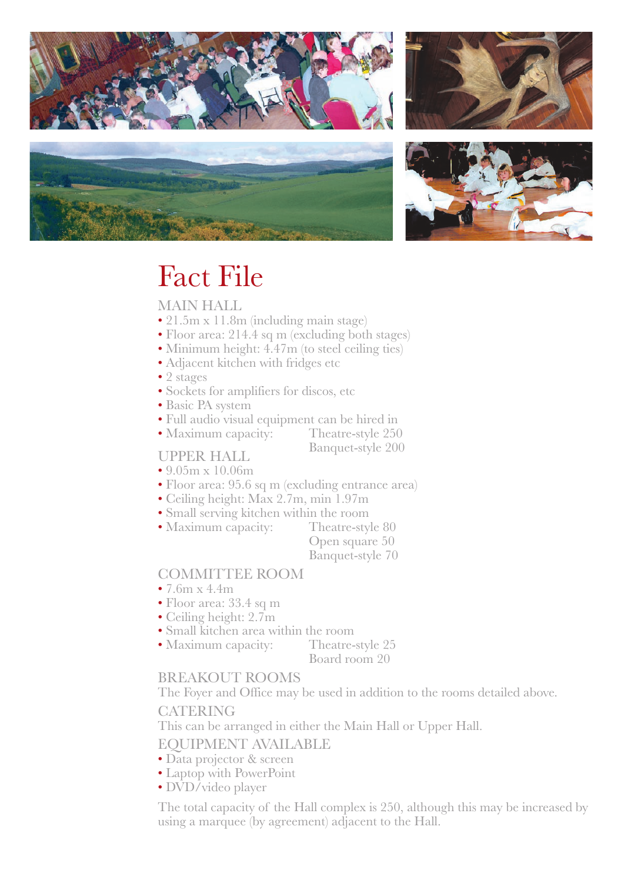# Fact File

## MAIN HALL

- 21.5m x 11.8m (including main stage)
- Floor area: 214.4 sq m (excluding both stages)
- Minimum height: 4.47m (to steel ceiling ties)
- Adjacent kitchen with fridges etc
- 2 stages
- Sockets for amplifiers for discos, etc
- Basic PA system
- Full audio visual equipment can be hired in
- Maximum capacity: Theatre-style 250
  Banquet-style 200

## UPPER HALL

- 9.05m x 10.06m
- Floor area: 95.6 sq m (excluding entrance area)
- Ceiling height: Max 2.7m, min 1.97m
- Small serving kitchen within the room
- Maximum capacity: Theatre-style 80
  Open square 50
  Banquet-style 70

## COMMITTEE ROOM

- 7.6m x 4.4m
- Floor area: 33.4 sq m
- Ceiling height: 2.7m
- Small kitchen area within the room
- Maximum capacity: Theatre-style 25
  Board room 20

## BREAKOUT ROOMS

The Foyer and Office may be used in addition to the rooms detailed above.

## CATERING

This can be arranged in either the Main Hall or Upper Hall.

## EQUIPMENT AVAILABLE

- Data projector & screen
- Laptop with PowerPoint
- DVD/video player

The total capacity of the Hall complex is 250, although this may be increased by using a marquee (by agreement) adjacent to the Hall.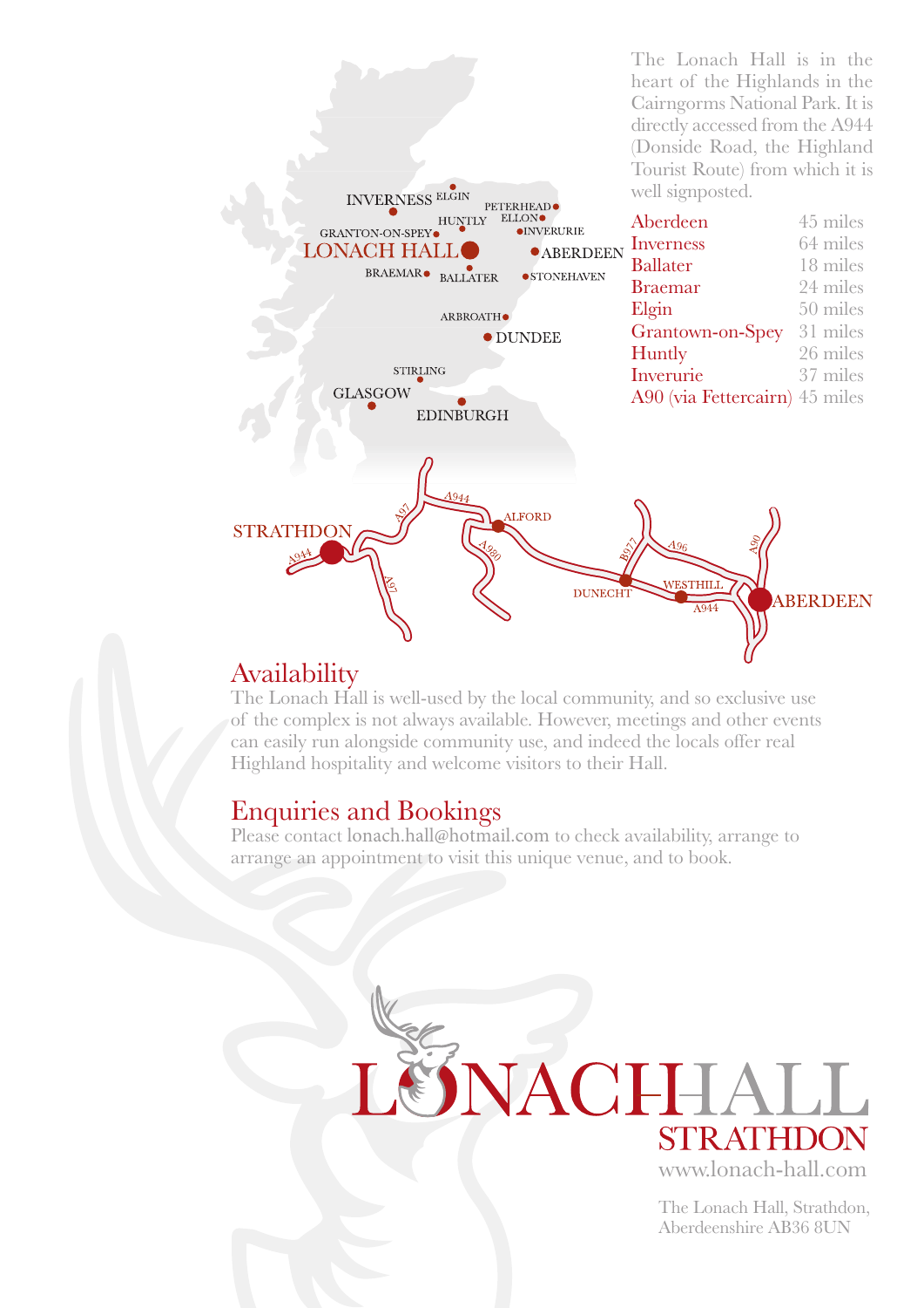The Lonach Hall is in the heart of the Highlands in the Cairngorms National Park. It is directly accessed from the A944 (Donside Road, the Highland Tourist Route) from which it is well signposted.

| | |
|---|---|
| Aberdeen | 45 miles |
| Inverness | 64 miles |
| Ballater | 18 miles |
| Braemar | 24 miles |
| Elgin | 50 miles |
| Grantown-on-Spey | 31 miles |
| Huntly | 26 miles |
| Inverurie | 37 miles |
| A90 (via Fettercairn) | 45 miles |

## Availability

The Lonach Hall is well-used by the local community, and so exclusive use of the complex is not always available. However, meetings and other events can easily run alongside community use, and indeed the locals offer real Highland hospitality and welcome visitors to their Hall.

## Enquiries and Bookings

Please contact lonach.hall@hotmail.com to check availability, arrange to arrange an appointment to visit this unique venue, and to book.

LONACHHALL
STRATHDON
www.lonach-hall.com

The Lonach Hall, Strathdon,
Aberdeenshire AB36 8UN